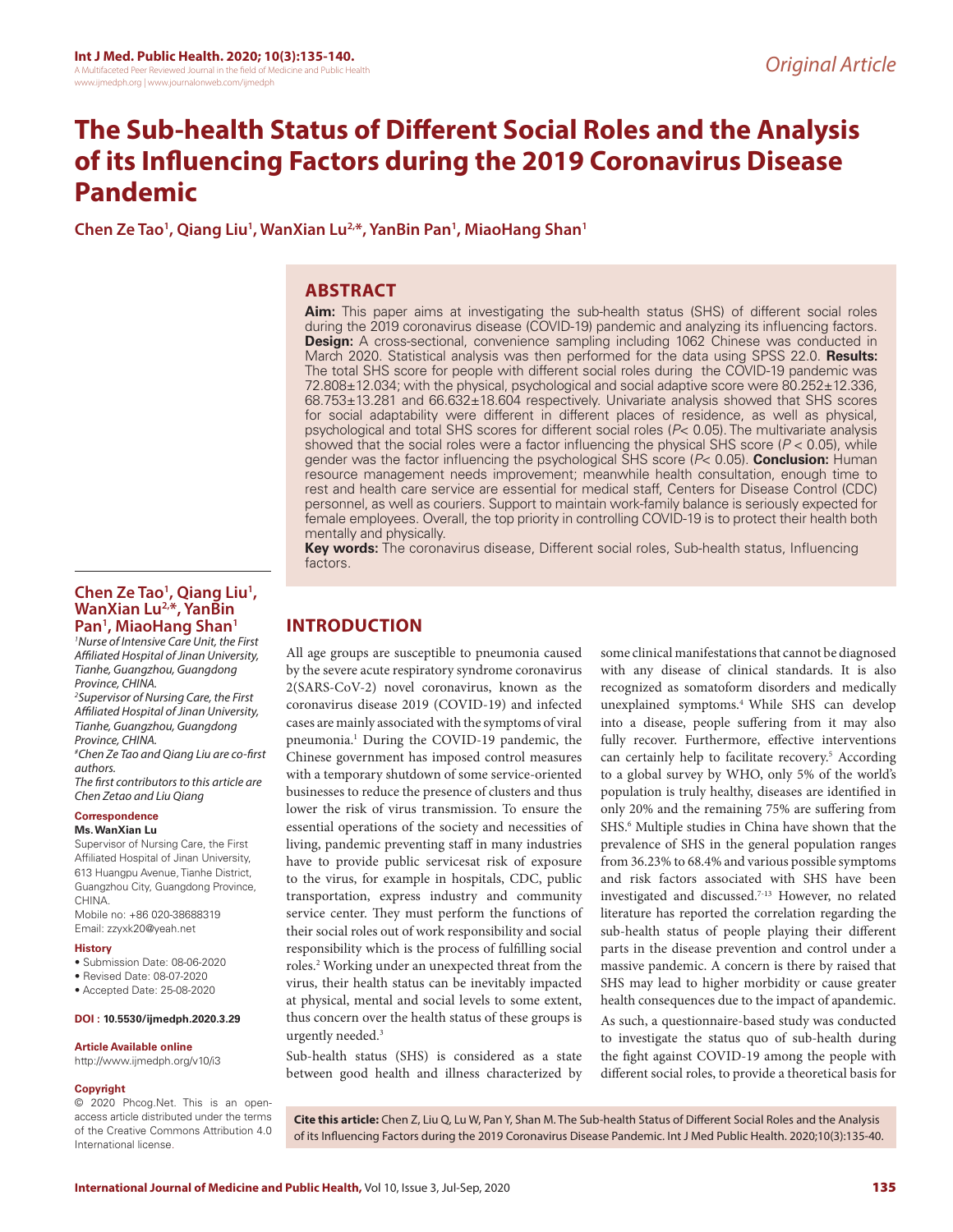Original Article

# The Sub-health Status of Different Social Roles and the Analysis of its Influencing Factors during the 2019 Coronavirus Disease Pandemic

**Chen Ze Tao[1], Qiang Liu[1], WanXian Lu[2,*], YanBin Pan[1], MiaoHang Shan[1]**

## ABSTRACT

**Aim:** This paper aims at investigating the sub-health status (SHS) of different social roles during the 2019 coronavirus disease (COVID-19) pandemic and analyzing its influencing factors. **Design:** A cross-sectional, convenience sampling including 1062 Chinese was conducted in March 2020. Statistical analysis was then performed for the data using SPSS 22.0. **Results:** The total SHS score for people with different social roles during the COVID-19 pandemic was 72.808±12.034; with the physical, psychological and social adaptive score were 80.252±12.336, 68.753±13.281 and 66.632±18.604 respectively. Univariate analysis showed that SHS scores for social adaptability were different in different places of residence, as well as physical, psychological and total SHS scores for different social roles ($P< 0.05$). The multivariate analysis showed that the social roles were a factor influencing the physical SHS score ($P < 0.05$), while gender was the factor influencing the psychological SHS score ($P< 0.05$). **Conclusion:** Human resource management needs improvement; meanwhile health consultation, enough time to rest and health care service are essential for medical staff, Centers for Disease Control (CDC) personnel, as well as couriers. Support to maintain work-family balance is seriously expected for female employees. Overall, the top priority in controlling COVID-19 is to protect their health both mentally and physically.

**Key words:** The coronavirus disease, Different social roles, Sub-health status, Influencing factors.

**Chen Ze Tao[1], Qiang Liu[1], WanXian Lu[2,*], YanBin Pan[1], MiaoHang Shan[1]**

[1]*Nurse of Intensive Care Unit, the First Affiliated Hospital of Jinan University, Tianhe, Guangzhou, Guangdong Province, CHINA.*

[2]*Supervisor of Nursing Care, the First Affiliated Hospital of Jinan University, Tianhe, Guangzhou, Guangdong Province, CHINA.*

[#]*Chen Ze Tao and Qiang Liu are co-first authors.*

*The first contributors to this article are Chen Zetao and Liu Qiang*

**Correspondence**

**Ms. WanXian Lu**

Supervisor of Nursing Care, the First Affiliated Hospital of Jinan University, 613 Huangpu Avenue, Tianhe District, Guangzhou City, Guangdong Province, CHINA.

Mobile no: +86 020-38688319

Email: zzyxk20@yeah.net

**History**

- Submission Date: 08-06-2020
- Revised Date: 08-07-2020
- Accepted Date: 25-08-2020

**DOI : 10.5530/ijmedph.2020.3.29**

**Article Available online**

http://www.ijmedph.org/v10/i3

**Copyright**

© 2020 Phcog.Net. This is an open-access article distributed under the terms of the Creative Commons Attribution 4.0 International license.

## INTRODUCTION

All age groups are susceptible to pneumonia caused by the severe acute respiratory syndrome coronavirus 2(SARS-CoV-2) novel coronavirus, known as the coronavirus disease 2019 (COVID-19) and infected cases are mainly associated with the symptoms of viral pneumonia.[1] During the COVID-19 pandemic, the Chinese government has imposed control measures with a temporary shutdown of some service-oriented businesses to reduce the presence of clusters and thus lower the risk of virus transmission. To ensure the essential operations of the society and necessities of living, pandemic preventing staff in many industries have to provide public servicesat risk of exposure to the virus, for example in hospitals, CDC, public transportation, express industry and community service center. They must perform the functions of their social roles out of work responsibility and social responsibility which is the process of fulfilling social roles.[2] Working under an unexpected threat from the virus, their health status can be inevitably impacted at physical, mental and social levels to some extent, thus concern over the health status of these groups is urgently needed.[3]

Sub-health status (SHS) is considered as a state between good health and illness characterized by some clinical manifestations that cannot be diagnosed with any disease of clinical standards. It is also recognized as somatoform disorders and medically unexplained symptoms.[4] While SHS can develop into a disease, people suffering from it may also fully recover. Furthermore, effective interventions can certainly help to facilitate recovery.[5] According to a global survey by WHO, only 5% of the world's population is truly healthy, diseases are identified in only 20% and the remaining 75% are suffering from SHS.[6] Multiple studies in China have shown that the prevalence of SHS in the general population ranges from 36.23% to 68.4% and various possible symptoms and risk factors associated with SHS have been investigated and discussed.[7-13] However, no related literature has reported the correlation regarding the sub-health status of people playing their different parts in the disease prevention and control under a massive pandemic. A concern is there by raised that SHS may lead to higher morbidity or cause greater health consequences due to the impact of apandemic.

As such, a questionnaire-based study was conducted to investigate the status quo of sub-health during the fight against COVID-19 among the people with different social roles, to provide a theoretical basis for

**Cite this article:** Chen Z, Liu Q, Lu W, Pan Y, Shan M. The Sub-health Status of Different Social Roles and the Analysis of its Influencing Factors during the 2019 Coronavirus Disease Pandemic. Int J Med Public Health. 2020;10(3):135-40.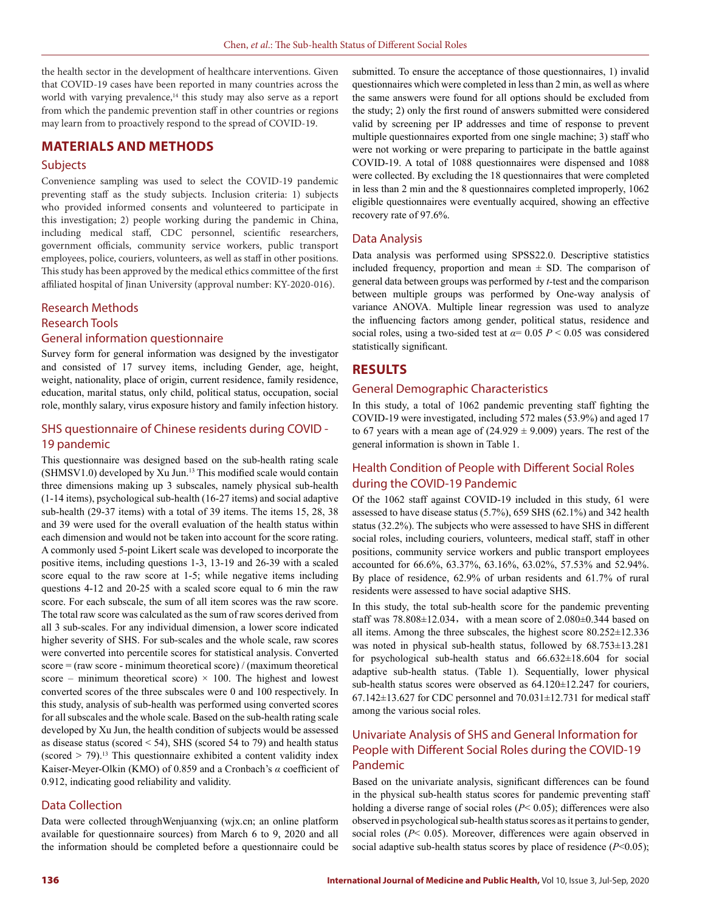the health sector in the development of healthcare interventions. Given that COVID-19 cases have been reported in many countries across the world with varying prevalence,[14] this study may also serve as a report from which the pandemic prevention staff in other countries or regions may learn from to proactively respond to the spread of COVID-19.

## MATERIALS AND METHODS

### Subjects

Convenience sampling was used to select the COVID-19 pandemic preventing staff as the study subjects. Inclusion criteria: 1) subjects who provided informed consents and volunteered to participate in this investigation; 2) people working during the pandemic in China, including medical staff, CDC personnel, scientific researchers, government officials, community service workers, public transport employees, police, couriers, volunteers, as well as staff in other positions. This study has been approved by the medical ethics committee of the first affiliated hospital of Jinan University (approval number: KY-2020-016).

### Research Methods

### Research Tools

### General information questionnaire

Survey form for general information was designed by the investigator and consisted of 17 survey items, including Gender, age, height, weight, nationality, place of origin, current residence, family residence, education, marital status, only child, political status, occupation, social role, monthly salary, virus exposure history and family infection history.

### SHS questionnaire of Chinese residents during COVID - 19 pandemic

This questionnaire was designed based on the sub-health rating scale (SHMSV1.0) developed by Xu Jun.[13] This modified scale would contain three dimensions making up 3 subscales, namely physical sub-health (1-14 items), psychological sub-health (16-27 items) and social adaptive sub-health (29-37 items) with a total of 39 items. The items 15, 28, 38 and 39 were used for the overall evaluation of the health status within each dimension and would not be taken into account for the score rating. A commonly used 5-point Likert scale was developed to incorporate the positive items, including questions 1-3, 13-19 and 26-39 with a scaled score equal to the raw score at 1-5; while negative items including questions 4-12 and 20-25 with a scaled score equal to 6 min the raw score. For each subscale, the sum of all item scores was the raw score. The total raw score was calculated as the sum of raw scores derived from all 3 sub-scales. For any individual dimension, a lower score indicated higher severity of SHS. For sub-scales and the whole scale, raw scores were converted into percentile scores for statistical analysis. Converted score = (raw score - minimum theoretical score) / (maximum theoretical score – minimum theoretical score) × 100. The highest and lowest converted scores of the three subscales were 0 and 100 respectively. In this study, analysis of sub-health was performed using converted scores for all subscales and the whole scale. Based on the sub-health rating scale developed by Xu Jun, the health condition of subjects would be assessed as disease status (scored < 54), SHS (scored 54 to 79) and health status (scored > 79).[13] This questionnaire exhibited a content validity index Kaiser-Meyer-Olkin (KMO) of 0.859 and a Cronbach's $\alpha$ coefficient of 0.912, indicating good reliability and validity.

### Data Collection

Data were collected throughWenjuanxing (wjx.cn; an online platform available for questionnaire sources) from March 6 to 9, 2020 and all the information should be completed before a questionnaire could be submitted. To ensure the acceptance of those questionnaires, 1) invalid questionnaires which were completed in less than 2 min, as well as where the same answers were found for all options should be excluded from the study; 2) only the first round of answers submitted were considered valid by screening per IP addresses and time of response to prevent multiple questionnaires exported from one single machine; 3) staff who were not working or were preparing to participate in the battle against COVID-19. A total of 1088 questionnaires were dispensed and 1088 were collected. By excluding the 18 questionnaires that were completed in less than 2 min and the 8 questionnaires completed improperly, 1062 eligible questionnaires were eventually acquired, showing an effective recovery rate of 97.6%.

### Data Analysis

Data analysis was performed using SPSS22.0. Descriptive statistics included frequency, proportion and mean ± SD. The comparison of general data between groups was performed by *t*-test and the comparison between multiple groups was performed by One-way analysis of variance ANOVA. Multiple linear regression was used to analyze the influencing factors among gender, political status, residence and social roles, using a two-sided test at $\alpha$= 0.05 $P < 0.05$ was considered statistically significant.

## RESULTS

### General Demographic Characteristics

In this study, a total of 1062 pandemic preventing staff fighting the COVID-19 were investigated, including 572 males (53.9%) and aged 17 to 67 years with a mean age of (24.929 ± 9.009) years. The rest of the general information is shown in Table 1.

### Health Condition of People with Different Social Roles during the COVID-19 Pandemic

Of the 1062 staff against COVID-19 included in this study, 61 were assessed to have disease status (5.7%), 659 SHS (62.1%) and 342 health status (32.2%). The subjects who were assessed to have SHS in different social roles, including couriers, volunteers, medical staff, staff in other positions, community service workers and public transport employees accounted for 66.6%, 63.37%, 63.16%, 63.02%, 57.53% and 52.94%. By place of residence, 62.9% of urban residents and 61.7% of rural residents were assessed to have social adaptive SHS.

In this study, the total sub-health score for the pandemic preventing staff was 78.808±12.034，with a mean score of 2.080±0.344 based on all items. Among the three subscales, the highest score 80.252±12.336 was noted in physical sub-health status, followed by 68.753±13.281 for psychological sub-health status and 66.632±18.604 for social adaptive sub-health status. (Table 1). Sequentially, lower physical sub-health status scores were observed as 64.120±12.247 for couriers, 67.142±13.627 for CDC personnel and 70.031±12.731 for medical staff among the various social roles.

### Univariate Analysis of SHS and General Information for People with Different Social Roles during the COVID-19 Pandemic

Based on the univariate analysis, significant differences can be found in the physical sub-health status scores for pandemic preventing staff holding a diverse range of social roles ($P$< 0.05); differences were also observed in psychological sub-health status scores as it pertains to gender, social roles ($P$< 0.05). Moreover, differences were again observed in social adaptive sub-health status scores by place of residence ($P$<0.05);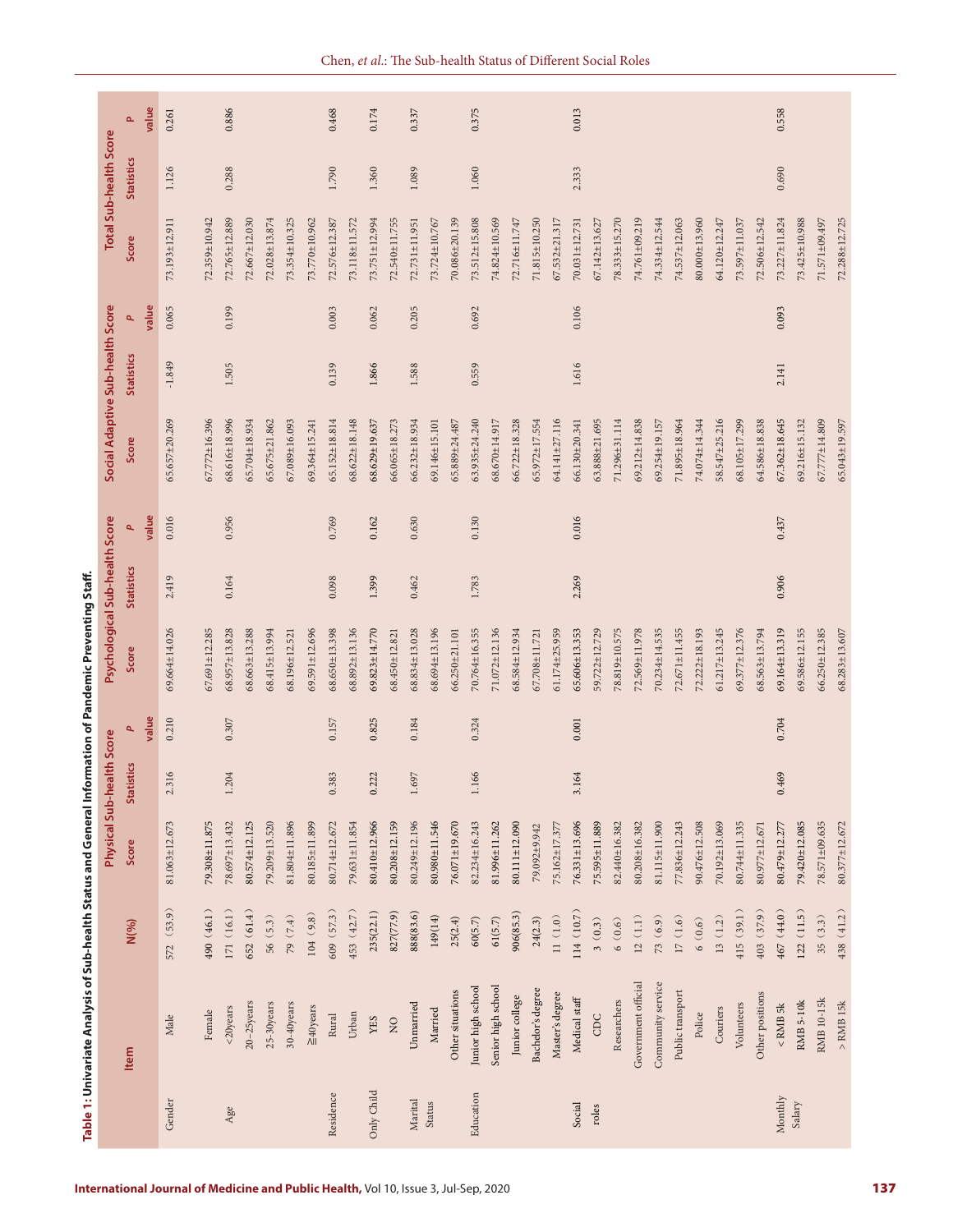**Table 1: Univariate Analysis of Sub-health Status and General Information of Pandemic Preventing Staff.**

| Item | | N(%) | Physical Sub-health Score | | | Psychological Sub-health Score | | | Social Adaptive Sub-health Score | | | Total Sub-health Score | | |
|---|---|---|---|---|---|---|---|---|---|---|---|---|---|---|
| | | | Score | Statistics | P value | Score | Statistics | P value | Score | Statistics | P value | Score | Statistics | P value |
| Gender | Male | 572（53.9） | 81.063±12.673 | 2.316 | 0.210 | 69.664±14.026 | 2.419 | 0.016 | 65.657±20.269 | -1.849 | 0.065 | 73.193±12.911 | 1.126 | 0.261 |
| | Female | 490（46.1） | 79.308±11.875 | | | 67.691±12.285 | | | 67.772±16.396 | | | 72.359±10.942 | | |
| Age | <20years | 171（16.1） | 78.697±13.432 | 1.204 | 0.307 | 68.957±13.828 | 0.164 | 0.956 | 68.616±18.996 | 1.505 | 0.199 | 72.765±12.889 | 0.288 | 0.886 |
| | 20–25years | 652（61.4） | 80.574±12.125 | | | 68.663±13.288 | | | 65.704±18.934 | | | 72.667±12.030 | | |
| | 25-30years | 56（5.3） | 79.209±13.520 | | | 68.415±13.994 | | | 65.675±21.862 | | | 72.028±13.874 | | |
| | 30-40years | 79（7.4） | 81.804±11.896 | | | 68.196±12.521 | | | 67.089±16.093 | | | 73.354±10.325 | | |
| | ≧40years | 104（9.8） | 80.185±11.899 | | | 69.591±12.696 | | | 69.364±15.241 | | | 73.770±10.962 | | |
| Residence | Rural | 609（57.3） | 80.714±12.672 | 0.383 | 0.157 | 68.650±13.398 | 0.098 | 0.769 | 65.152±18.814 | 0.139 | 0.003 | 72.576±12.387 | 1.790 | 0.468 |
| | Urban | 453（42.7） | 79.631±11.854 | | | 68.892±13.136 | | | 68.622±18.148 | | | 73.118±11.572 | | |
| Only Child | YES | 235(22.1) | 80.410±12.966 | 0.222 | 0.825 | 69.823±14.770 | 1.399 | 0.162 | 68.629±19.637 | 1.866 | 0.062 | 73.751±12.994 | 1.360 | 0.174 |
| | NO | 827(77.9) | 80.208±12.159 | | | 68.450±12.821 | | | 66.065±18.273 | | | 72.540±11.755 | | |
| Marital Status | Unmarried | 888(83.6) | 80.249±12.196 | 1.697 | 0.184 | 68.834±13.028 | 0.462 | 0.630 | 66.232±18.934 | 1.588 | 0.205 | 72.731±11.951 | 1.089 | 0.337 |
| | Married | 149(14) | 80.980±11.546 | | | 68.694±13.196 | | | 69.146±15.101 | | | 73.724±10.767 | | |
| | Other situations | 25(2.4) | 76.071±19.670 | | | 66.250±21.101 | | | 65.889±24.487 | | | 70.086±20.139 | | |
| Education | Junior high school | 60(5.7) | 82.234±16.243 | 1.166 | 0.324 | 70.764±16.355 | 1.783 | 0.130 | 63.935±24.240 | 0.559 | 0.692 | 73.512±15.808 | 1.060 | 0.375 |
| | Senior high school | 61(5.7) | 81.996±11.262 | | | 71.07±12.136 | | | 68.670±14.917 | | | 74.824±10.569 | | |
| | Junior college | 906(85.3) | 80.111±12.090 | | | 68.58±12.934 | | | 66.722±18.328 | | | 72.716±11.747 | | |
| | Bachelor's degree | 24(2.3) | 79.092±9.942 | | | 67.708±11.721 | | | 65.972±17.554 | | | 71.815±10.250 | | |
| | Master's degree | 11（1.0） | 75.162±17.377 | | | 61.174±25.959 | | | 64.141±27.116 | | | 67.532±21.317 | | |
| Social roles | Medical staff | 114（10.7） | 76.331±13.696 | 3.164 | 0.001 | 65.606±13.353 | 2.269 | 0.016 | 66.130±20.341 | 1.616 | 0.106 | 70.031±12.731 | 2.333 | 0.013 |
| | CDC | 3（0.3） | 75.595±11.889 | | | 59.722±12.729 | | | 63.888±21.695 | | | 67.142±13.627 | | |
| | Researchers | 6（0.6） | 82.440±16.382 | | | 78.819±10.575 | | | 71.296±31.114 | | | 78.333±15.270 | | |
| | Government official | 12（1.1） | 80.208±16.382 | | | 72.569±11.978 | | | 69.212±14.838 | | | 74.761±09.219 | | |
| | Community service | 73（6.9） | 81.115±11.900 | | | 70.234±14.535 | | | 69.254±19.157 | | | 74.334±12.544 | | |
| | Public transport | 17（1.6） | 77.836±12.243 | | | 72.671±11.455 | | | 71.895±18.964 | | | 74.537±12.063 | | |
| | Police | 6（0.6） | 90.476±12.508 | | | 72.222±18.193 | | | 74.074±14.344 | | | 80.000±13.960 | | |
| | Couriers | 13（1.2） | 70.192±13.069 | | | 61.217±13.245 | | | 58.547±25.216 | | | 64.120±12.247 | | |
| | Volunteers | 415（39.1） | 80.744±11.335 | | | 69.377±12.376 | | | 68.105±17.299 | | | 73.597±11.037 | | |
| | Other positions | 403（37.9） | 80.977±12.671 | | | 68.563±13.794 | | | 64.586±18.838 | | | 72.506±12.542 | | |
| Monthly Salary | < RMB 5k | 467（44.0） | 80.479±12.277 | 0.469 | 0.704 | 69.164±13.319 | 0.906 | 0.437 | 67.362±18.645 | 2.141 | 0.093 | 73.227±11.824 | 0.690 | 0.558 |
| | RMB 5-10k | 122（11.5） | 79.420±12.085 | | | 69.586±12.155 | | | 69.216±15.132 | | | 73.425±10.988 | | |
| | RMB 10-15k | 35（3.3） | 78.571±09.635 | | | 66.250±12.385 | | | 67.777±14.809 | | | 71.571±09.497 | | |
| | > RMB 15k | 438（41.2） | 80.377±12.672 | | | 68.283±13.607 | | | 65.043±19.597 | | | 72.288±12.725 | | |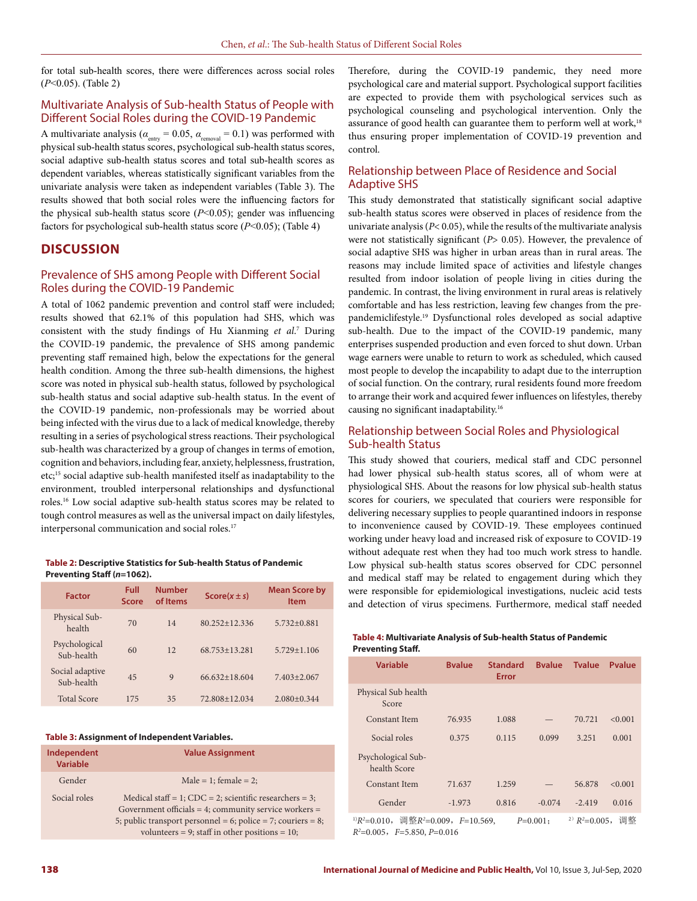for total sub-health scores, there were differences across social roles ($P<0.05$). (Table 2)

## Multivariate Analysis of Sub-health Status of People with Different Social Roles during the COVID-19 Pandemic

A multivariate analysis ($\alpha_{entry} = 0.05$, $\alpha_{removal} = 0.1$) was performed with physical sub-health status scores, psychological sub-health status scores, social adaptive sub-health status scores and total sub-health scores as dependent variables, whereas statistically significant variables from the univariate analysis were taken as independent variables (Table 3). The results showed that both social roles were the influencing factors for the physical sub-health status score ($P<0.05$); gender was influencing factors for psychological sub-health status score ($P<0.05$); (Table 4)

# DISCUSSION

## Prevalence of SHS among People with Different Social Roles during the COVID-19 Pandemic

A total of 1062 pandemic prevention and control staff were included; results showed that 62.1% of this population had SHS, which was consistent with the study findings of Hu Xianming *et al.*[7] During the COVID-19 pandemic, the prevalence of SHS among pandemic preventing staff remained high, below the expectations for the general health condition. Among the three sub-health dimensions, the highest score was noted in physical sub-health status, followed by psychological sub-health status and social adaptive sub-health status. In the event of the COVID-19 pandemic, non-professionals may be worried about being infected with the virus due to a lack of medical knowledge, thereby resulting in a series of psychological stress reactions. Their psychological sub-health was characterized by a group of changes in terms of emotion, cognition and behaviors, including fear, anxiety, helplessness, frustration, etc;[15] social adaptive sub-health manifested itself as inadaptability to the environment, troubled interpersonal relationships and dysfunctional roles.[16] Low social adaptive sub-health status scores may be related to tough control measures as well as the universal impact on daily lifestyles, interpersonal communication and social roles.[17]

**Table 2: Descriptive Statistics for Sub-health Status of Pandemic Preventing Staff (*n*=1062).**

| Factor | Full Score | Number of Items | Score($x \pm s$) | Mean Score by Item |
|---|---|---|---|---|
| Physical Sub-health | 70 | 14 | 80.252±12.336 | 5.732±0.881 |
| Psychological Sub-health | 60 | 12 | 68.753±13.281 | 5.729±1.106 |
| Social adaptive Sub-health | 45 | 9 | 66.632±18.604 | 7.403±2.067 |
| Total Score | 175 | 35 | 72.808±12.034 | 2.080±0.344 |

**Table 3: Assignment of Independent Variables.**

| Independent Variable | Value Assignment |
|---|---|
| Gender | Male = 1; female = 2; |
| Social roles | Medical staff = 1; CDC = 2; scientific researchers = 3; Government officials = 4; community service workers = 5; public transport personnel = 6; police = 7; couriers = 8; volunteers = 9; staff in other positions = 10; |

Therefore, during the COVID-19 pandemic, they need more psychological care and material support. Psychological support facilities are expected to provide them with psychological services such as psychological counseling and psychological intervention. Only the assurance of good health can guarantee them to perform well at work,[18] thus ensuring proper implementation of COVID-19 prevention and control.

## Relationship between Place of Residence and Social Adaptive SHS

This study demonstrated that statistically significant social adaptive sub-health status scores were observed in places of residence from the univariate analysis ($P< 0.05$), while the results of the multivariate analysis were not statistically significant ($P> 0.05$). However, the prevalence of social adaptive SHS was higher in urban areas than in rural areas. The reasons may include limited space of activities and lifestyle changes resulted from indoor isolation of people living in cities during the pandemic. In contrast, the living environment in rural areas is relatively comfortable and has less restriction, leaving few changes from the pre-pandemiclifestyle.[19] Dysfunctional roles developed as social adaptive sub-health. Due to the impact of the COVID-19 pandemic, many enterprises suspended production and even forced to shut down. Urban wage earners were unable to return to work as scheduled, which caused most people to develop the incapability to adapt due to the interruption of social function. On the contrary, rural residents found more freedom to arrange their work and acquired fewer influences on lifestyles, thereby causing no significant inadaptability.[16]

## Relationship between Social Roles and Physiological Sub-health Status

This study showed that couriers, medical staff and CDC personnel had lower physical sub-health status scores, all of whom were at physiological SHS. About the reasons for low physical sub-health status scores for couriers, we speculated that couriers were responsible for delivering necessary supplies to people quarantined indoors in response to inconvenience caused by COVID-19. These employees continued working under heavy load and increased risk of exposure to COVID-19 without adequate rest when they had too much work stress to handle. Low physical sub-health status scores observed for CDC personnel and medical staff may be related to engagement during which they were responsible for epidemiological investigations, nucleic acid tests and detection of virus specimens. Furthermore, medical staff needed

**Table 4: Multivariate Analysis of Sub-health Status of Pandemic Preventing Staff.**

| Variable | Bvalue | Standard Error | Bvalue | Tvalue | Pvalue |
|---|---|---|---|---|---|
| Physical Sub health Score | | | | | |
| Constant Item | 76.935 | 1.088 | — | 70.721 | <0.001 |
| Social roles | 0.375 | 0.115 | 0.099 | 3.251 | 0.001 |
| Psychological Sub-health Score | | | | | |
| Constant Item | 71.637 | 1.259 | — | 56.878 | <0.001 |
| Gender | -1.973 | 0.816 | -0.074 | -2.419 | 0.016 |

[1)] $R^2$=0.010，调整$R^2$=0.009，$F$=10.569，$P$=0.001； [2)] $R^2$=0.005，调整$R^2$=0.005，$F$=5.850, $P$=0.016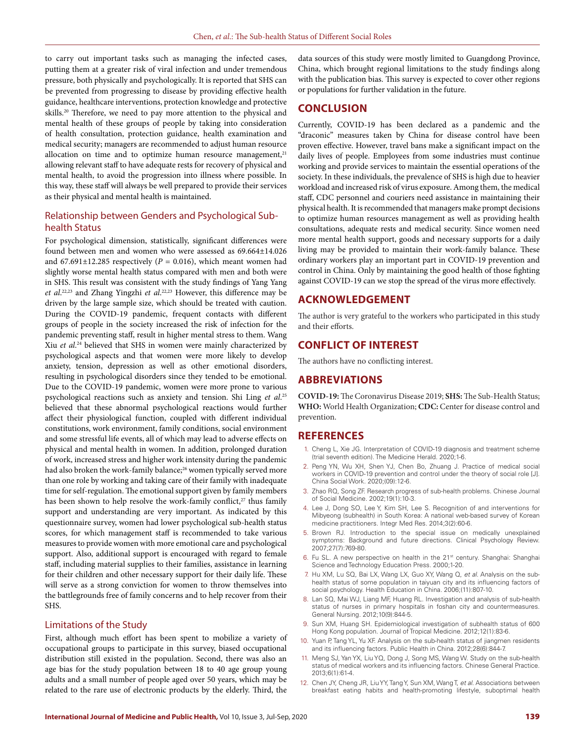to carry out important tasks such as managing the infected cases, putting them at a greater risk of viral infection and under tremendous pressure, both physically and psychologically. It is reported that SHS can be prevented from progressing to disease by providing effective health guidance, healthcare interventions, protection knowledge and protective skills.[20] Therefore, we need to pay more attention to the physical and mental health of these groups of people by taking into consideration of health consultation, protection guidance, health examination and medical security; managers are recommended to adjust human resource allocation on time and to optimize human resource management,[21] allowing relevant staff to have adequate rests for recovery of physical and mental health, to avoid the progression into illness where possible. In this way, these staff will always be well prepared to provide their services as their physical and mental health is maintained.

### Relationship between Genders and Psychological Sub-health Status

For psychological dimension, statistically, significant differences were found between men and women who were assessed as 69.664±14.026 and 67.691±12.285 respectively ($P = 0.016$), which meant women had slightly worse mental health status compared with men and both were in SHS. This result was consistent with the study findings of Yang Yang *et al.*[22,23] and Zhang Yingzhi *et al.*[22,23] However, this difference may be driven by the large sample size, which should be treated with caution. During the COVID-19 pandemic, frequent contacts with different groups of people in the society increased the risk of infection for the pandemic preventing staff, result in higher mental stress to them. Wang Xiu *et al.*[24] believed that SHS in women were mainly characterized by psychological aspects and that women were more likely to develop anxiety, tension, depression as well as other emotional disorders, resulting in psychological disorders since they tended to be emotional. Due to the COVID-19 pandemic, women were more prone to various psychological reactions such as anxiety and tension. Shi Ling *et al.*[25] believed that these abnormal psychological reactions would further affect their physiological function, coupled with different individual constitutions, work environment, family conditions, social environment and some stressful life events, all of which may lead to adverse effects on physical and mental health in women. In addition, prolonged duration of work, increased stress and higher work intensity during the pandemic had also broken the work-family balance;[26] women typically served more than one role by working and taking care of their family with inadequate time for self-regulation. The emotional support given by family members has been shown to help resolve the work-family conflict,[27] thus family support and understanding are very important. As indicated by this questionnaire survey, women had lower psychological sub-health status scores, for which management staff is recommended to take various measures to provide women with more emotional care and psychological support. Also, additional support is encouraged with regard to female staff, including material supplies to their families, assistance in learning for their children and other necessary support for their daily life. These will serve as a strong conviction for women to throw themselves into the battlegrounds free of family concerns and to help recover from their SHS.

### Limitations of the Study

First, although much effort has been spent to mobilize a variety of occupational groups to participate in this survey, biased occupational distribution still existed in the population. Second, there was also an age bias for the study population between 18 to 40 age group young adults and a small number of people aged over 50 years, which may be related to the rare use of electronic products by the elderly. Third, the data sources of this study were mostly limited to Guangdong Province, China, which brought regional limitations to the study findings along with the publication bias. This survey is expected to cover other regions or populations for further validation in the future.

## CONCLUSION

Currently, COVID-19 has been declared as a pandemic and the "draconic" measures taken by China for disease control have been proven effective. However, travel bans make a significant impact on the daily lives of people. Employees from some industries must continue working and provide services to maintain the essential operations of the society. In these individuals, the prevalence of SHS is high due to heavier workload and increased risk of virus exposure. Among them, the medical staff, CDC personnel and couriers need assistance in maintaining their physical health. It is recommended that managers make prompt decisions to optimize human resources management as well as providing health consultations, adequate rests and medical security. Since women need more mental health support, goods and necessary supports for a daily living may be provided to maintain their work-family balance. These ordinary workers play an important part in COVID-19 prevention and control in China. Only by maintaining the good health of those fighting against COVID-19 can we stop the spread of the virus more effectively.

## ACKNOWLEDGEMENT

The author is very grateful to the workers who participated in this study and their efforts.

## CONFLICT OF INTEREST

The authors have no conflicting interest.

## ABBREVIATIONS

**COVID-19:** The Coronavirus Disease 2019; **SHS:** The Sub-Health Status; **WHO:** World Health Organization; **CDC:** Center for disease control and prevention.

## REFERENCES

1. Cheng L, Xie JG. Interpretation of COVID-19 diagnosis and treatment scheme (trial seventh edition). The Medicine Herald. 2020;1-6.
2. Peng YN, Wu XH, Shen YJ, Chen Bo, Zhuang J. Practice of medical social workers in COVID-19 prevention and control under the theory of social role [J]. China Social Work. 2020;(09):12-6.
3. Zhao RQ, Song ZF. Research progress of sub-health problems. Chinese Journal of Social Medicine. 2002;19(1):10-3.
4. Lee J, Dong SO, Lee Y, Kim SH, Lee S. Recognition of and interventions for Mibyeong (subhealth) in South Korea: A national web-based survey of Korean medicine practitioners. Integr Med Res. 2014;3(2):60-6.
5. Brown RJ. Introduction to the special issue on medically unexplained symptoms: Background and future directions. Clinical Psychology Review. 2007;27(7):769-80.
6. Fu SL. A new perspective on health in the 21st century. Shanghai: Shanghai Science and Technology Education Press. 2000;1-20.
7. Hu XM, Lu SQ, Bai LX, Wang LX, Guo XY, Wang Q, *et al.* Analysis on the sub-health status of some population in taiyuan city and its influencing factors of social psychology. Health Education in China. 2006;(11):807-10.
8. Lan SQ, Mai WJ, Liang MF, Huang RL. Investigation and analysis of sub-health status of nurses in primary hospitals in foshan city and countermeasures. General Nursing. 2012;10(9):844-5.
9. Sun XM, Huang SH. Epidemiological investigation of subhealth status of 600 Hong Kong population. Journal of Tropical Medicine. 2012;12(1):83-6.
10. Yuan P, Tang YL, Yu XF. Analysis on the sub-health status of jiangmen residents and its influencing factors. Public Health in China. 2012;28(6):844-7.
11. Meng SJ, Yan YX, Liu YQ, Dong J, Song MS, Wang W. Study on the sub-health status of medical workers and its influencing factors. Chinese General Practice. 2013;6(1):61-4.
12. Chen JY, Cheng JR, Liu YY, Tang Y, Sun XM, Wang T, *et al.* Associations between breakfast eating habits and health-promoting lifestyle, suboptimal health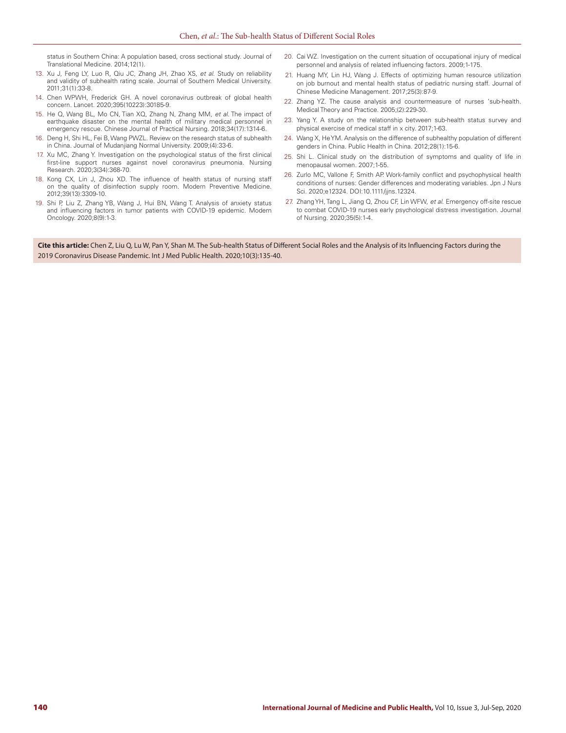status in Southern China: A population based, cross sectional study. Journal of Translational Medicine. 2014;12(1).

13. Xu J, Feng LY, Luo R, Qiu JC, Zhang JH, Zhao XS, *et al*. Study on reliability and validity of subhealth rating scale. Journal of Southern Medical University. 2011;31(1):33-8.
14. Chen WPWH, Frederick GH. A novel coronavirus outbreak of global health concern. Lancet. 2020;395(10223):30185-9.
15. He Q, Wang BL, Mo CN, Tian XQ, Zhang N, Zhang MM, *et al*. The impact of earthquake disaster on the mental health of military medical personnel in emergency rescue. Chinese Journal of Practical Nursing. 2018;34(17):1314-6.
16. Deng H, Shi HL, Fei B, Wang PWZL. Review on the research status of subhealth in China. Journal of Mudanjiang Normal University. 2009;(4):33-6.
17. Xu MC, Zhang Y. Investigation on the psychological status of the first clinical first-line support nurses against novel coronavirus pneumonia. Nursing Research. 2020;3(34):368-70.
18. Kong CX, Lin J, Zhou XD. The influence of health status of nursing staff on the quality of disinfection supply room. Modern Preventive Medicine. 2012;39(13):3309-10.
19. Shi P, Liu Z, Zhang YB, Wang J, Hui BN, Wang T. Analysis of anxiety status and influencing factors in tumor patients with COVID-19 epidemic. Modern Oncology. 2020;8(9):1-3.
20. Cai WZ. Investigation on the current situation of occupational injury of medical personnel and analysis of related influencing factors. 2009;1-175.
21. Huang MY, Lin HJ, Wang J. Effects of optimizing human resource utilization on job burnout and mental health status of pediatric nursing staff. Journal of Chinese Medicine Management. 2017;25(3):87-9.
22. Zhang YZ. The cause analysis and countermeasure of nurses 'sub-health. Medical Theory and Practice. 2005;(2):229-30.
23. Yang Y. A study on the relationship between sub-health status survey and physical exercise of medical staff in x city. 2017;1-63.
24. Wang X, He YM. Analysis on the difference of subhealthy population of different genders in China. Public Health in China. 2012;28(1):15-6.
25. Shi L. Clinical study on the distribution of symptoms and quality of life in menopausal women. 2007;1-55.
26. Zurlo MC, Vallone F, Smith AP. Work-family conflict and psychophysical health conditions of nurses: Gender differences and moderating variables. Jpn J Nurs Sci. 2020;e12324. DOI:10.1111/jjns.12324.
27. Zhang YH, Tang L, Jiang Q, Zhou CF, Lin WFW, *et al*. Emergency off-site rescue to combat COVID-19 nurses early psychological distress investigation. Journal of Nursing. 2020;35(5):1-4.

**Cite this article:** Chen Z, Liu Q, Lu W, Pan Y, Shan M. The Sub-health Status of Different Social Roles and the Analysis of its Influencing Factors during the 2019 Coronavirus Disease Pandemic. Int J Med Public Health. 2020;10(3):135-40.